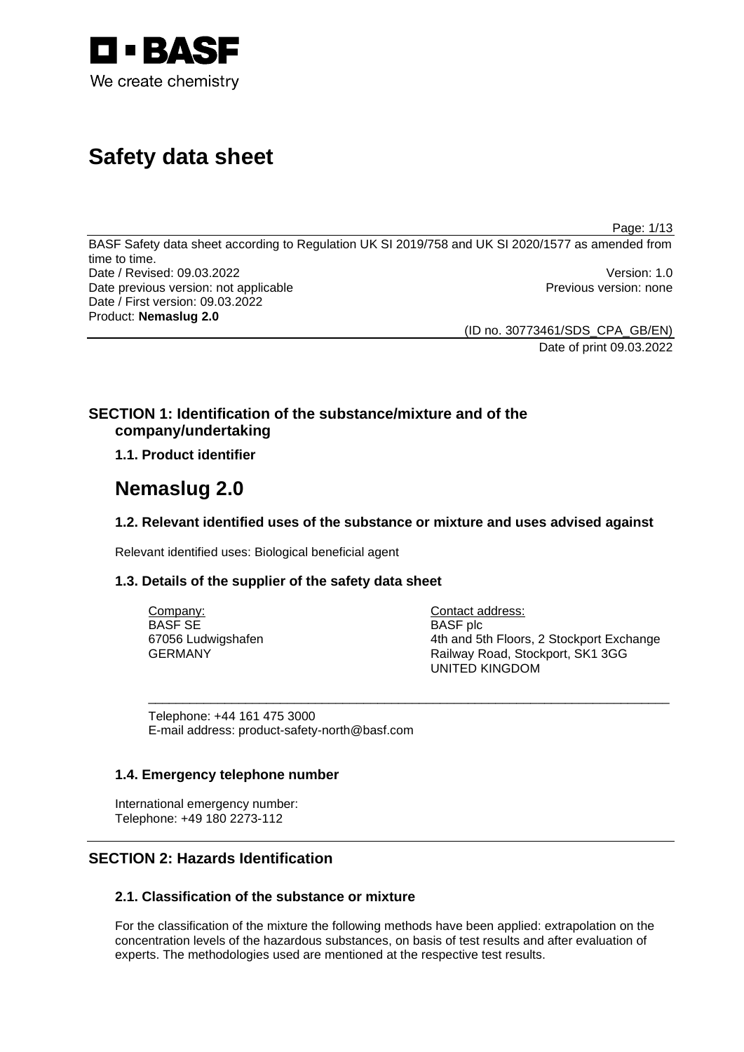# Safety data sheet

BASF Safety data sheet according to Regulation UK SI 2019/758 and UK SI 2020/1577 as amended from time to time.

Date / Revised: 09.03.2022 Version: 1.0

Date previous version: not applicable Previous version: none

Date / First version: 09.03.2022

Product: **Nemaslug 2.0**

(ID no. 30773461/SDS_CPA_GB/EN)

Date of print 09.03.2022

## SECTION 1: Identification of the substance/mixture and of the company/undertaking

### 1.1. Product identifier

# Nemaslug 2.0

### 1.2. Relevant identified uses of the substance or mixture and uses advised against

Relevant identified uses: Biological beneficial agent

### 1.3. Details of the supplier of the safety data sheet

Company:
BASF SE
67056 Ludwigshafen
GERMANY

Contact address:
BASF plc
4th and 5th Floors, 2 Stockport Exchange
Railway Road, Stockport, SK1 3GG
UNITED KINGDOM

Telephone: +44 161 475 3000
E-mail address: product-safety-north@basf.com

### 1.4. Emergency telephone number

International emergency number:
Telephone: +49 180 2273-112

## SECTION 2: Hazards Identification

### 2.1. Classification of the substance or mixture

For the classification of the mixture the following methods have been applied: extrapolation on the concentration levels of the hazardous substances, on basis of test results and after evaluation of experts. The methodologies used are mentioned at the respective test results.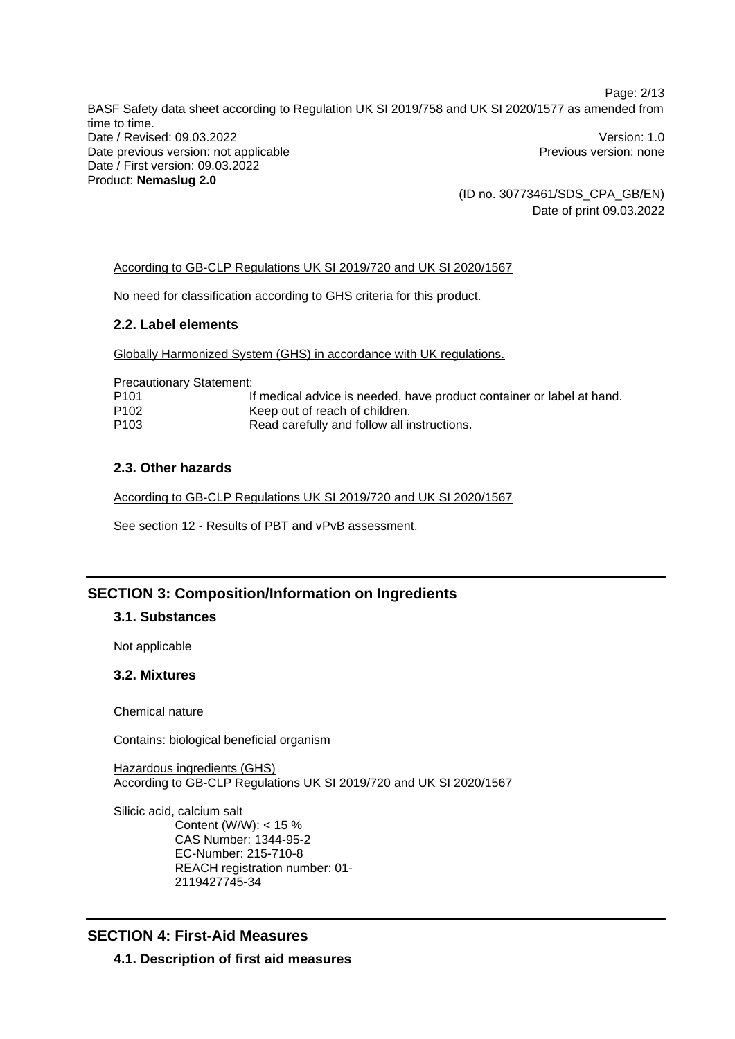According to GB-CLP Regulations UK SI 2019/720 and UK SI 2020/1567

No need for classification according to GHS criteria for this product.

### 2.2. Label elements

Globally Harmonized System (GHS) in accordance with UK regulations.

Precautionary Statement:

| | |
|---|---|
| P101 | If medical advice is needed, have product container or label at hand. |
| P102 | Keep out of reach of children. |
| P103 | Read carefully and follow all instructions. |

### 2.3. Other hazards

According to GB-CLP Regulations UK SI 2019/720 and UK SI 2020/1567

See section 12 - Results of PBT and vPvB assessment.

## SECTION 3: Composition/Information on Ingredients

### 3.1. Substances

Not applicable

### 3.2. Mixtures

Chemical nature

Contains: biological beneficial organism

Hazardous ingredients (GHS)
According to GB-CLP Regulations UK SI 2019/720 and UK SI 2020/1567

Silicic acid, calcium salt
Content (W/W): < 15 %
CAS Number: 1344-95-2
EC-Number: 215-710-8
REACH registration number: 01-2119427745-34

## SECTION 4: First-Aid Measures

### 4.1. Description of first aid measures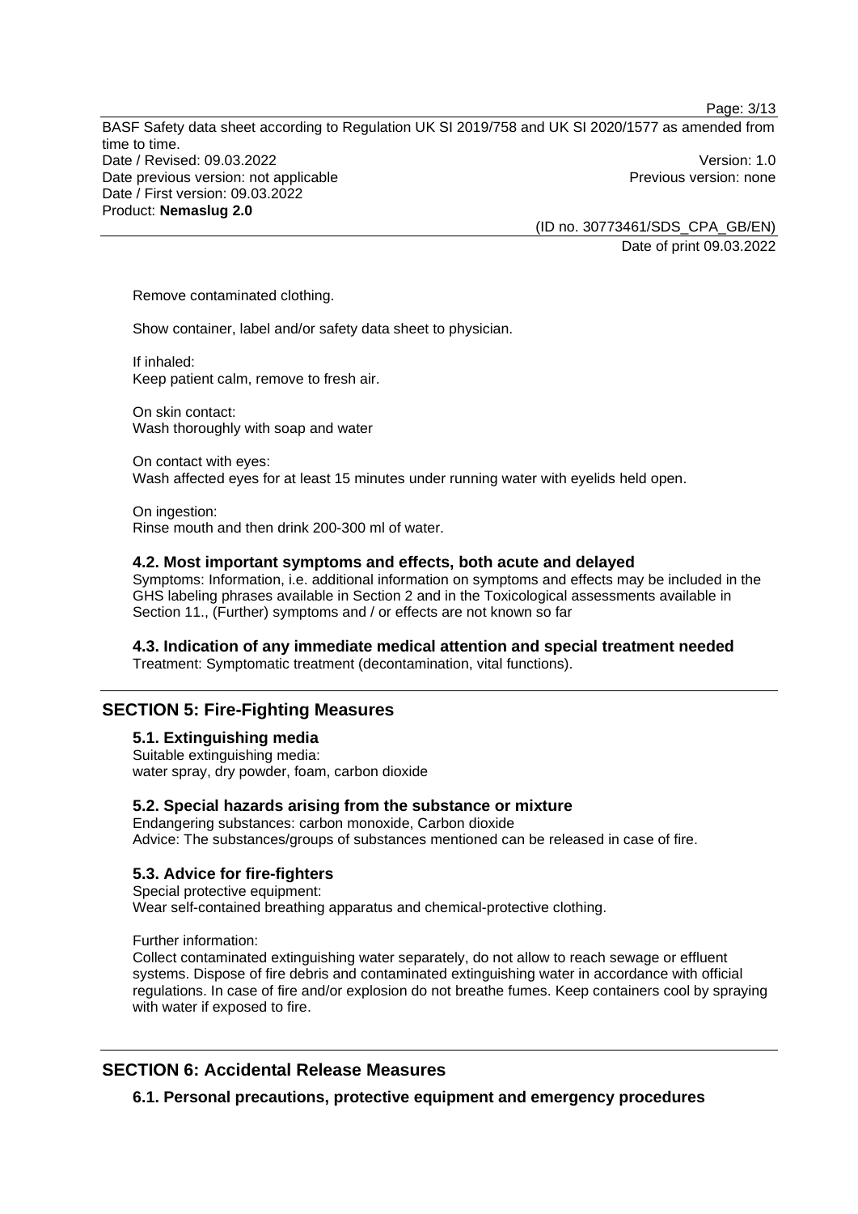Remove contaminated clothing.

Show container, label and/or safety data sheet to physician.

If inhaled:
Keep patient calm, remove to fresh air.

On skin contact:
Wash thoroughly with soap and water

On contact with eyes:
Wash affected eyes for at least 15 minutes under running water with eyelids held open.

On ingestion:
Rinse mouth and then drink 200-300 ml of water.

### 4.2. Most important symptoms and effects, both acute and delayed

Symptoms: Information, i.e. additional information on symptoms and effects may be included in the GHS labeling phrases available in Section 2 and in the Toxicological assessments available in Section 11., (Further) symptoms and / or effects are not known so far

### 4.3. Indication of any immediate medical attention and special treatment needed

Treatment: Symptomatic treatment (decontamination, vital functions).

## SECTION 5: Fire-Fighting Measures

### 5.1. Extinguishing media

Suitable extinguishing media:
water spray, dry powder, foam, carbon dioxide

### 5.2. Special hazards arising from the substance or mixture

Endangering substances: carbon monoxide, Carbon dioxide
Advice: The substances/groups of substances mentioned can be released in case of fire.

### 5.3. Advice for fire-fighters

Special protective equipment:
Wear self-contained breathing apparatus and chemical-protective clothing.

Further information:
Collect contaminated extinguishing water separately, do not allow to reach sewage or effluent systems. Dispose of fire debris and contaminated extinguishing water in accordance with official regulations. In case of fire and/or explosion do not breathe fumes. Keep containers cool by spraying with water if exposed to fire.

## SECTION 6: Accidental Release Measures

### 6.1. Personal precautions, protective equipment and emergency procedures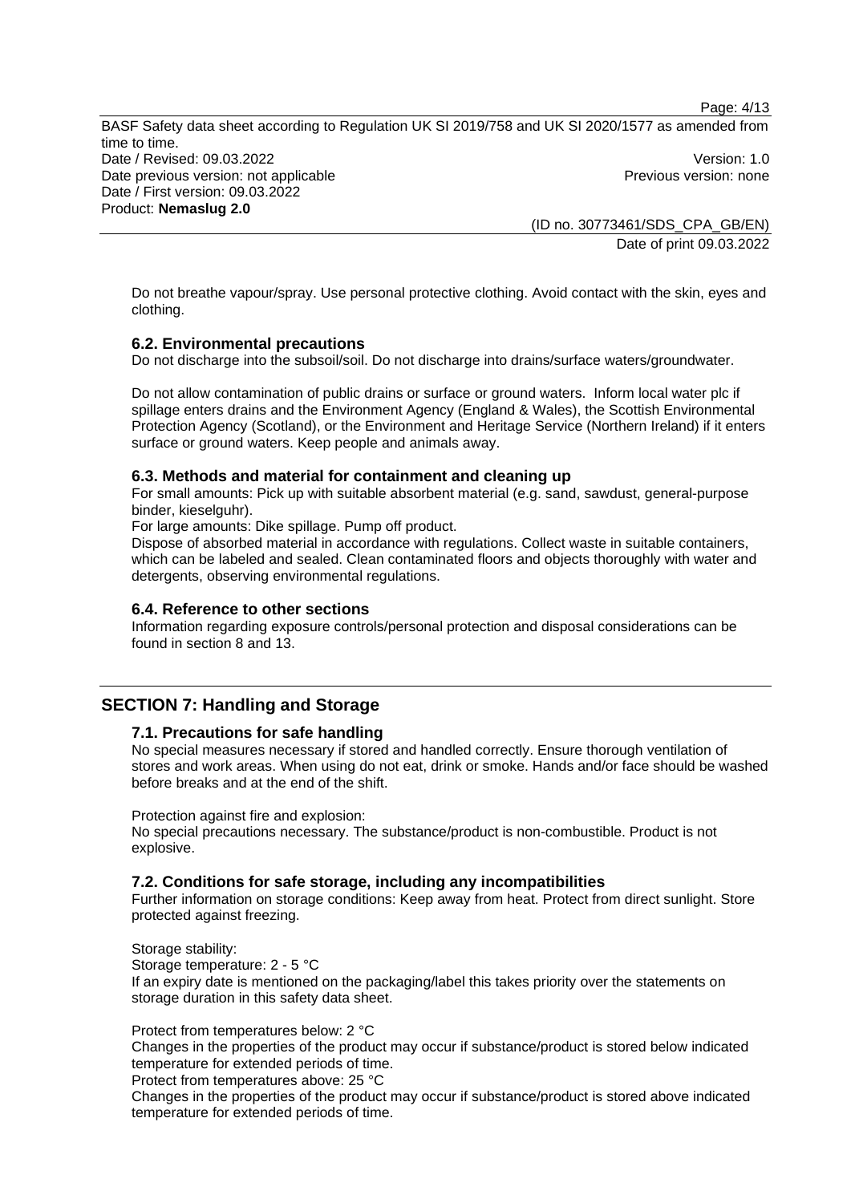Do not breathe vapour/spray. Use personal protective clothing. Avoid contact with the skin, eyes and clothing.

### 6.2. Environmental precautions

Do not discharge into the subsoil/soil. Do not discharge into drains/surface waters/groundwater.

Do not allow contamination of public drains or surface or ground waters. Inform local water plc if spillage enters drains and the Environment Agency (England & Wales), the Scottish Environmental Protection Agency (Scotland), or the Environment and Heritage Service (Northern Ireland) if it enters surface or ground waters. Keep people and animals away.

### 6.3. Methods and material for containment and cleaning up

For small amounts: Pick up with suitable absorbent material (e.g. sand, sawdust, general-purpose binder, kieselguhr).

For large amounts: Dike spillage. Pump off product.

Dispose of absorbed material in accordance with regulations. Collect waste in suitable containers, which can be labeled and sealed. Clean contaminated floors and objects thoroughly with water and detergents, observing environmental regulations.

### 6.4. Reference to other sections

Information regarding exposure controls/personal protection and disposal considerations can be found in section 8 and 13.

## SECTION 7: Handling and Storage

### 7.1. Precautions for safe handling

No special measures necessary if stored and handled correctly. Ensure thorough ventilation of stores and work areas. When using do not eat, drink or smoke. Hands and/or face should be washed before breaks and at the end of the shift.

Protection against fire and explosion:
No special precautions necessary. The substance/product is non-combustible. Product is not explosive.

### 7.2. Conditions for safe storage, including any incompatibilities

Further information on storage conditions: Keep away from heat. Protect from direct sunlight. Store protected against freezing.

Storage stability:
Storage temperature: 2 - 5 °C
If an expiry date is mentioned on the packaging/label this takes priority over the statements on storage duration in this safety data sheet.

Protect from temperatures below: 2 °C
Changes in the properties of the product may occur if substance/product is stored below indicated temperature for extended periods of time.
Protect from temperatures above: 25 °C
Changes in the properties of the product may occur if substance/product is stored above indicated temperature for extended periods of time.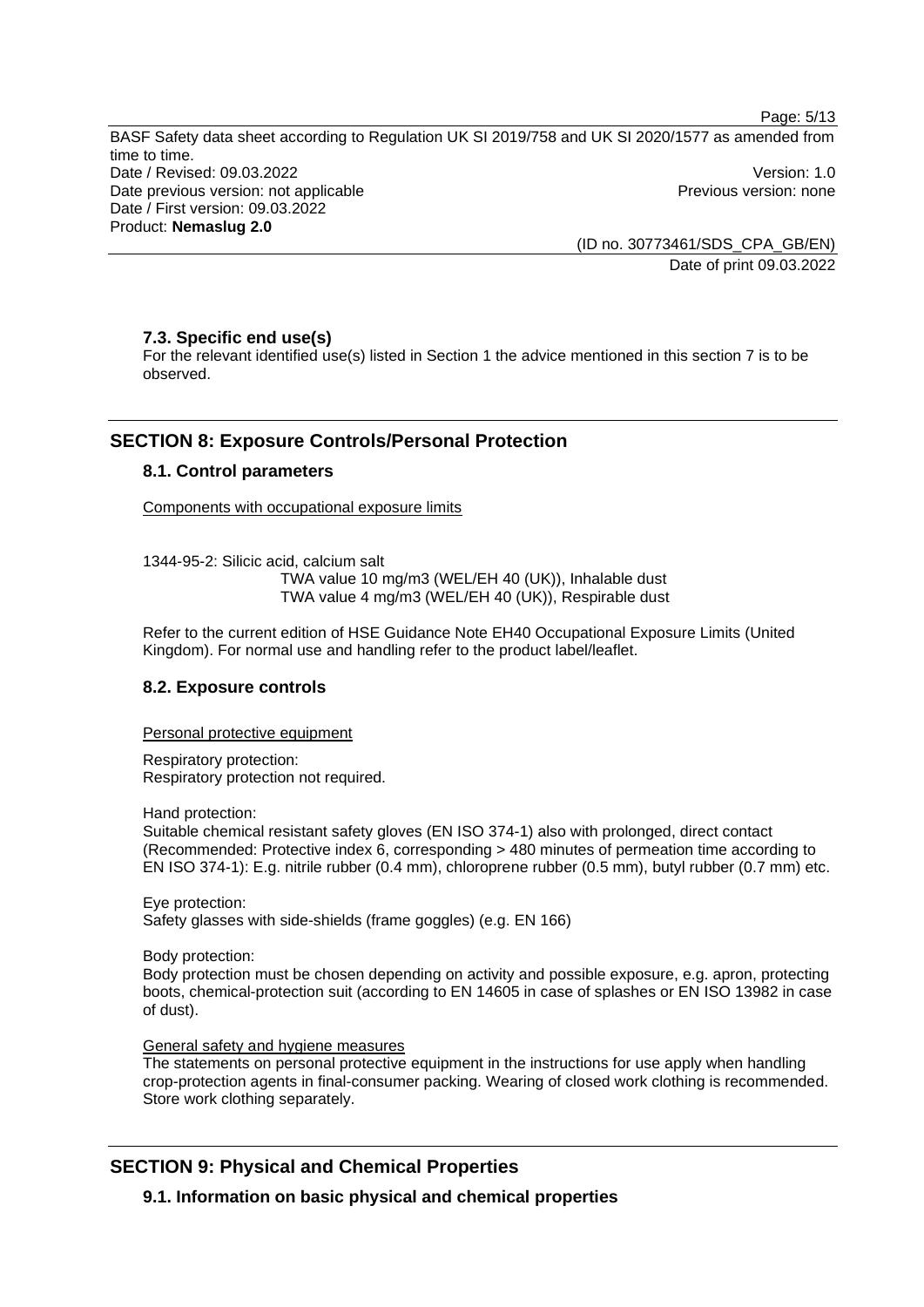### 7.3. Specific end use(s)

For the relevant identified use(s) listed in Section 1 the advice mentioned in this section 7 is to be observed.

## SECTION 8: Exposure Controls/Personal Protection

### 8.1. Control parameters

Components with occupational exposure limits

1344-95-2: Silicic acid, calcium salt
TWA value 10 mg/m3 (WEL/EH 40 (UK)), Inhalable dust
TWA value 4 mg/m3 (WEL/EH 40 (UK)), Respirable dust

Refer to the current edition of HSE Guidance Note EH40 Occupational Exposure Limits (United Kingdom). For normal use and handling refer to the product label/leaflet.

### 8.2. Exposure controls

Personal protective equipment

Respiratory protection:
Respiratory protection not required.

Hand protection:
Suitable chemical resistant safety gloves (EN ISO 374-1) also with prolonged, direct contact (Recommended: Protective index 6, corresponding > 480 minutes of permeation time according to EN ISO 374-1): E.g. nitrile rubber (0.4 mm), chloroprene rubber (0.5 mm), butyl rubber (0.7 mm) etc.

Eye protection:
Safety glasses with side-shields (frame goggles) (e.g. EN 166)

Body protection:
Body protection must be chosen depending on activity and possible exposure, e.g. apron, protecting boots, chemical-protection suit (according to EN 14605 in case of splashes or EN ISO 13982 in case of dust).

General safety and hygiene measures
The statements on personal protective equipment in the instructions for use apply when handling crop-protection agents in final-consumer packing. Wearing of closed work clothing is recommended. Store work clothing separately.

## SECTION 9: Physical and Chemical Properties

### 9.1. Information on basic physical and chemical properties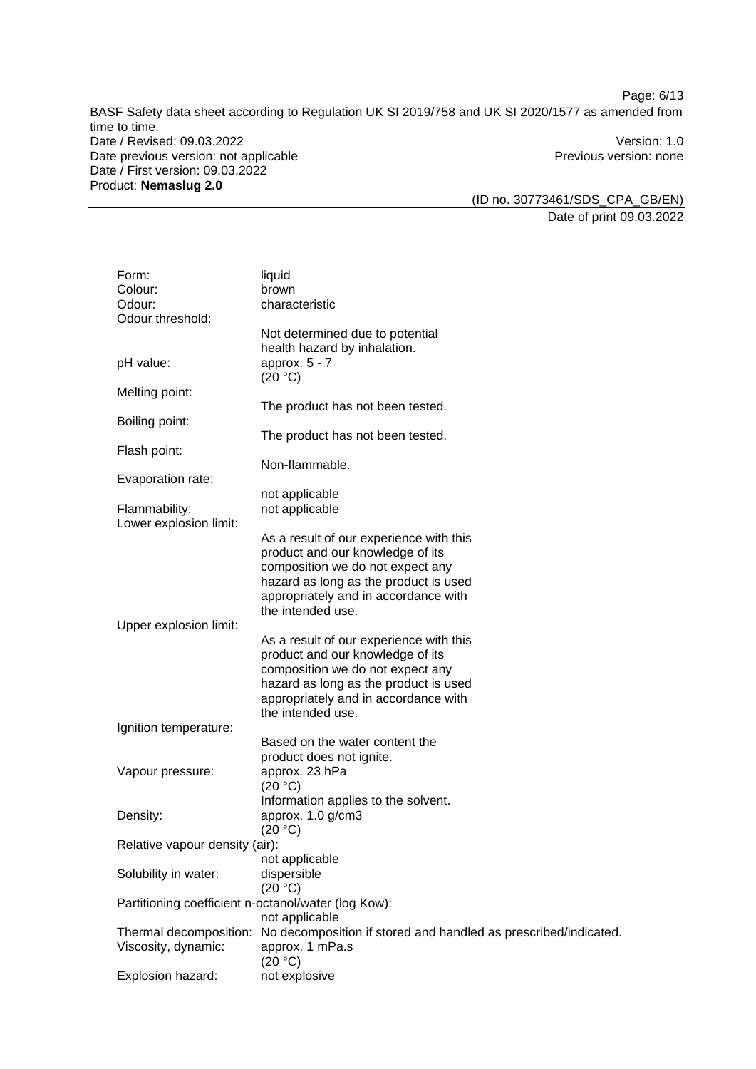| | |
|---|---|
| Form: | liquid |
| Colour: | brown |
| Odour: | characteristic |
| Odour threshold: | Not determined due to potential health hazard by inhalation. |
| pH value: | approx. 5 - 7 (20 °C) |
| Melting point: | The product has not been tested. |
| Boiling point: | The product has not been tested. |
| Flash point: | Non-flammable. |
| Evaporation rate: | not applicable |
| Flammability: | not applicable |
| Lower explosion limit: | As a result of our experience with this product and our knowledge of its composition we do not expect any hazard as long as the product is used appropriately and in accordance with the intended use. |
| Upper explosion limit: | As a result of our experience with this product and our knowledge of its composition we do not expect any hazard as long as the product is used appropriately and in accordance with the intended use. |
| Ignition temperature: | Based on the water content the product does not ignite. |
| Vapour pressure: | approx. 23 hPa (20 °C) Information applies to the solvent. |
| Density: | approx. 1.0 g/cm3 (20 °C) |
| Relative vapour density (air): | not applicable |
| Solubility in water: | dispersible (20 °C) |
| Partitioning coefficient n-octanol/water (log Kow): | not applicable |
| Thermal decomposition: | No decomposition if stored and handled as prescribed/indicated. |
| Viscosity, dynamic: | approx. 1 mPa.s (20 °C) |
| Explosion hazard: | not explosive |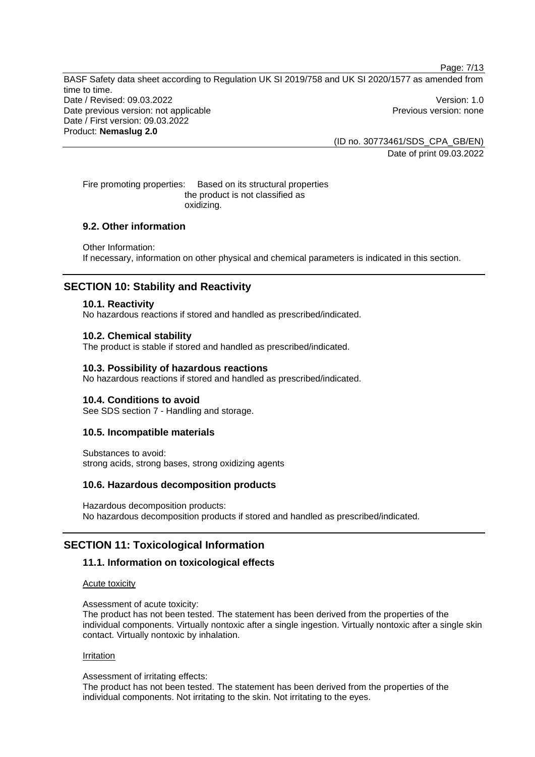Fire promoting properties: Based on its structural properties the product is not classified as oxidizing.

### 9.2. Other information

Other Information:
If necessary, information on other physical and chemical parameters is indicated in this section.

## SECTION 10: Stability and Reactivity

### 10.1. Reactivity

No hazardous reactions if stored and handled as prescribed/indicated.

### 10.2. Chemical stability

The product is stable if stored and handled as prescribed/indicated.

### 10.3. Possibility of hazardous reactions

No hazardous reactions if stored and handled as prescribed/indicated.

### 10.4. Conditions to avoid

See SDS section 7 - Handling and storage.

### 10.5. Incompatible materials

Substances to avoid:
strong acids, strong bases, strong oxidizing agents

### 10.6. Hazardous decomposition products

Hazardous decomposition products:
No hazardous decomposition products if stored and handled as prescribed/indicated.

## SECTION 11: Toxicological Information

### 11.1. Information on toxicological effects

Acute toxicity

Assessment of acute toxicity:
The product has not been tested. The statement has been derived from the properties of the individual components. Virtually nontoxic after a single ingestion. Virtually nontoxic after a single skin contact. Virtually nontoxic by inhalation.

Irritation

Assessment of irritating effects:
The product has not been tested. The statement has been derived from the properties of the individual components. Not irritating to the skin. Not irritating to the eyes.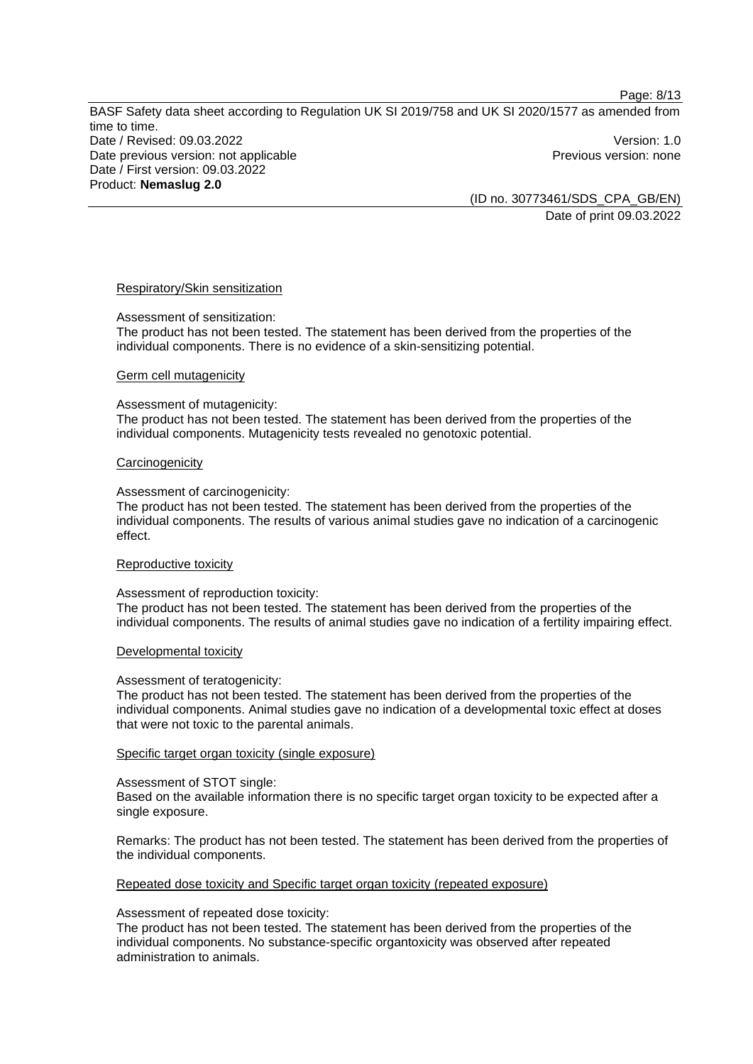#### Respiratory/Skin sensitization

Assessment of sensitization:
The product has not been tested. The statement has been derived from the properties of the individual components. There is no evidence of a skin-sensitizing potential.

#### Germ cell mutagenicity

Assessment of mutagenicity:
The product has not been tested. The statement has been derived from the properties of the individual components. Mutagenicity tests revealed no genotoxic potential.

#### Carcinogenicity

Assessment of carcinogenicity:
The product has not been tested. The statement has been derived from the properties of the individual components. The results of various animal studies gave no indication of a carcinogenic effect.

#### Reproductive toxicity

Assessment of reproduction toxicity:
The product has not been tested. The statement has been derived from the properties of the individual components. The results of animal studies gave no indication of a fertility impairing effect.

#### Developmental toxicity

Assessment of teratogenicity:
The product has not been tested. The statement has been derived from the properties of the individual components. Animal studies gave no indication of a developmental toxic effect at doses that were not toxic to the parental animals.

#### Specific target organ toxicity (single exposure)

Assessment of STOT single:
Based on the available information there is no specific target organ toxicity to be expected after a single exposure.

Remarks: The product has not been tested. The statement has been derived from the properties of the individual components.

#### Repeated dose toxicity and Specific target organ toxicity (repeated exposure)

Assessment of repeated dose toxicity:
The product has not been tested. The statement has been derived from the properties of the individual components. No substance-specific organtoxicity was observed after repeated administration to animals.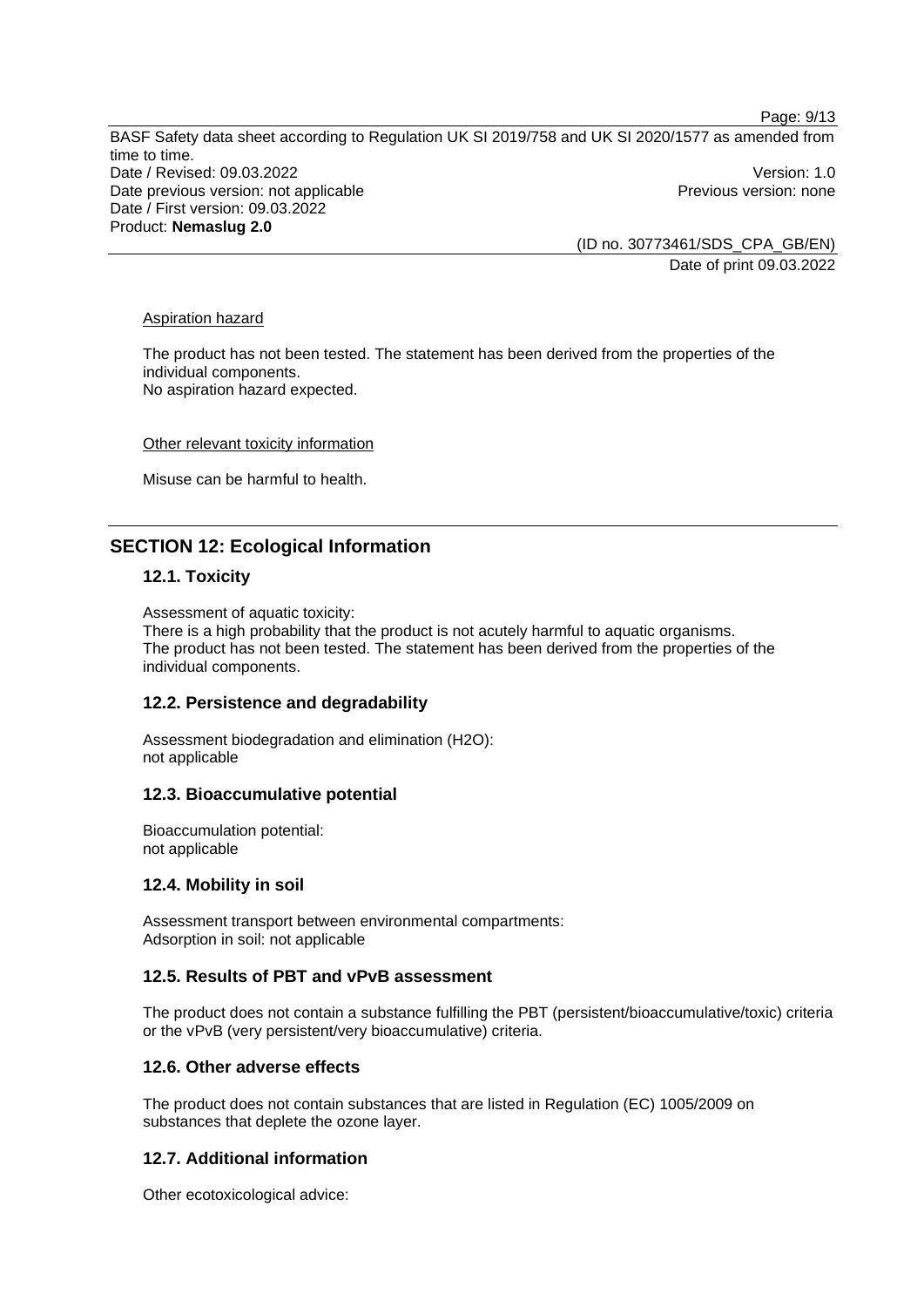Aspiration hazard

The product has not been tested. The statement has been derived from the properties of the individual components.
No aspiration hazard expected.

Other relevant toxicity information

Misuse can be harmful to health.

## SECTION 12: Ecological Information

### 12.1. Toxicity

Assessment of aquatic toxicity:
There is a high probability that the product is not acutely harmful to aquatic organisms.
The product has not been tested. The statement has been derived from the properties of the individual components.

### 12.2. Persistence and degradability

Assessment biodegradation and elimination ($H_2O$):
not applicable

### 12.3. Bioaccumulative potential

Bioaccumulation potential:
not applicable

### 12.4. Mobility in soil

Assessment transport between environmental compartments:
Adsorption in soil: not applicable

### 12.5. Results of PBT and vPvB assessment

The product does not contain a substance fulfilling the PBT (persistent/bioaccumulative/toxic) criteria or the vPvB (very persistent/very bioaccumulative) criteria.

### 12.6. Other adverse effects

The product does not contain substances that are listed in Regulation (EC) 1005/2009 on substances that deplete the ozone layer.

### 12.7. Additional information

Other ecotoxicological advice: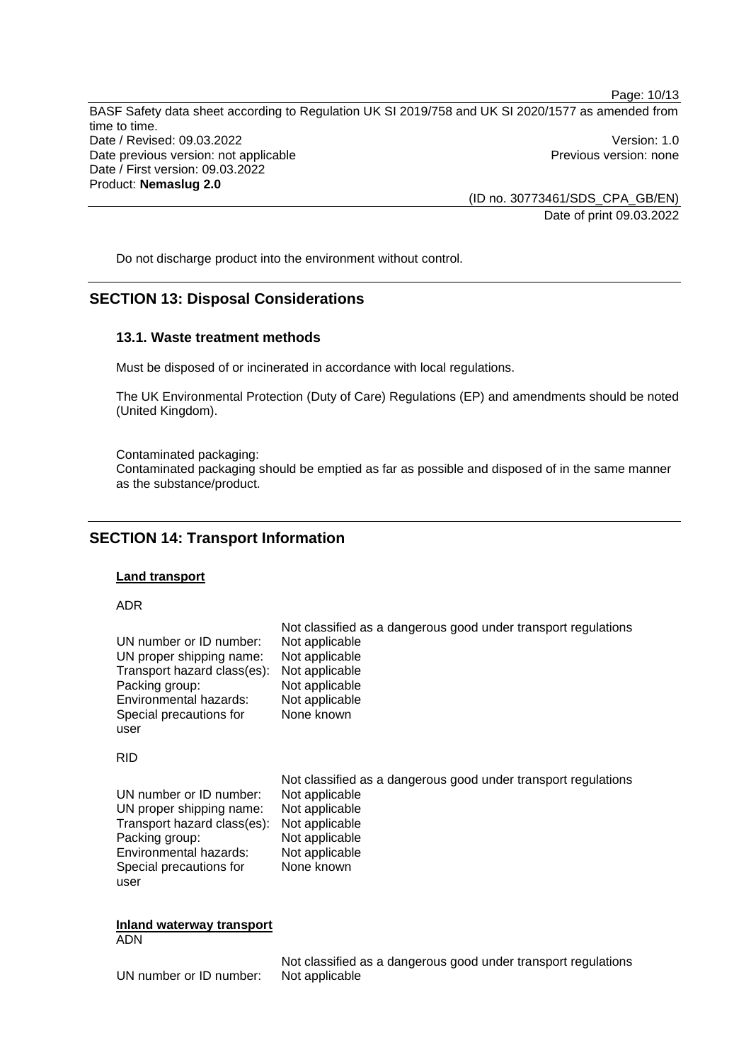Do not discharge product into the environment without control.

## SECTION 13: Disposal Considerations

### 13.1. Waste treatment methods

Must be disposed of or incinerated in accordance with local regulations.

The UK Environmental Protection (Duty of Care) Regulations (EP) and amendments should be noted (United Kingdom).

Contaminated packaging:
Contaminated packaging should be emptied as far as possible and disposed of in the same manner as the substance/product.

## SECTION 14: Transport Information

**Land transport**

ADR

| | Not classified as a dangerous good under transport regulations |
|---|---|
| UN number or ID number: | Not applicable |
| UN proper shipping name: | Not applicable |
| Transport hazard class(es): | Not applicable |
| Packing group: | Not applicable |
| Environmental hazards: | Not applicable |
| Special precautions for user | None known |

RID

| | Not classified as a dangerous good under transport regulations |
|---|---|
| UN number or ID number: | Not applicable |
| UN proper shipping name: | Not applicable |
| Transport hazard class(es): | Not applicable |
| Packing group: | Not applicable |
| Environmental hazards: | Not applicable |
| Special precautions for user | None known |

**Inland waterway transport**
ADN

| | Not classified as a dangerous good under transport regulations |
|---|---|
| UN number or ID number: | Not applicable |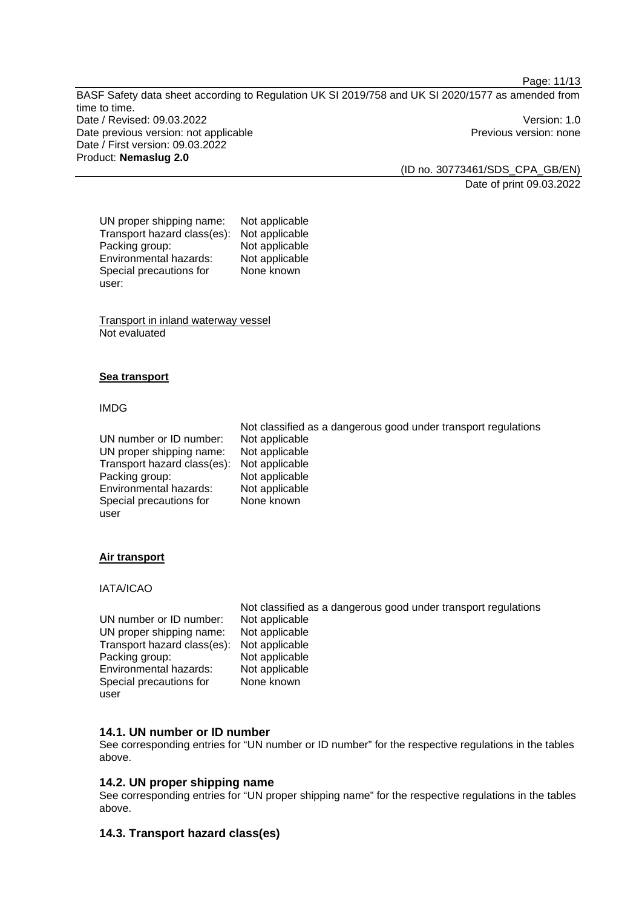UN proper shipping name: Not applicable
Transport hazard class(es): Not applicable
Packing group: Not applicable
Environmental hazards: Not applicable
Special precautions for user: None known

Transport in inland waterway vessel
Not evaluated

**Sea transport**

IMDG

Not classified as a dangerous good under transport regulations

| | |
|---|---|
| UN number or ID number: | Not applicable |
| UN proper shipping name: | Not applicable |
| Transport hazard class(es): | Not applicable |
| Packing group: | Not applicable |
| Environmental hazards: | Not applicable |
| Special precautions for user | None known |

**Air transport**

IATA/ICAO

Not classified as a dangerous good under transport regulations

| | |
|---|---|
| UN number or ID number: | Not applicable |
| UN proper shipping name: | Not applicable |
| Transport hazard class(es): | Not applicable |
| Packing group: | Not applicable |
| Environmental hazards: | Not applicable |
| Special precautions for user | None known |

### 14.1. UN number or ID number

See corresponding entries for “UN number or ID number” for the respective regulations in the tables above.

### 14.2. UN proper shipping name

See corresponding entries for “UN proper shipping name” for the respective regulations in the tables above.

### 14.3. Transport hazard class(es)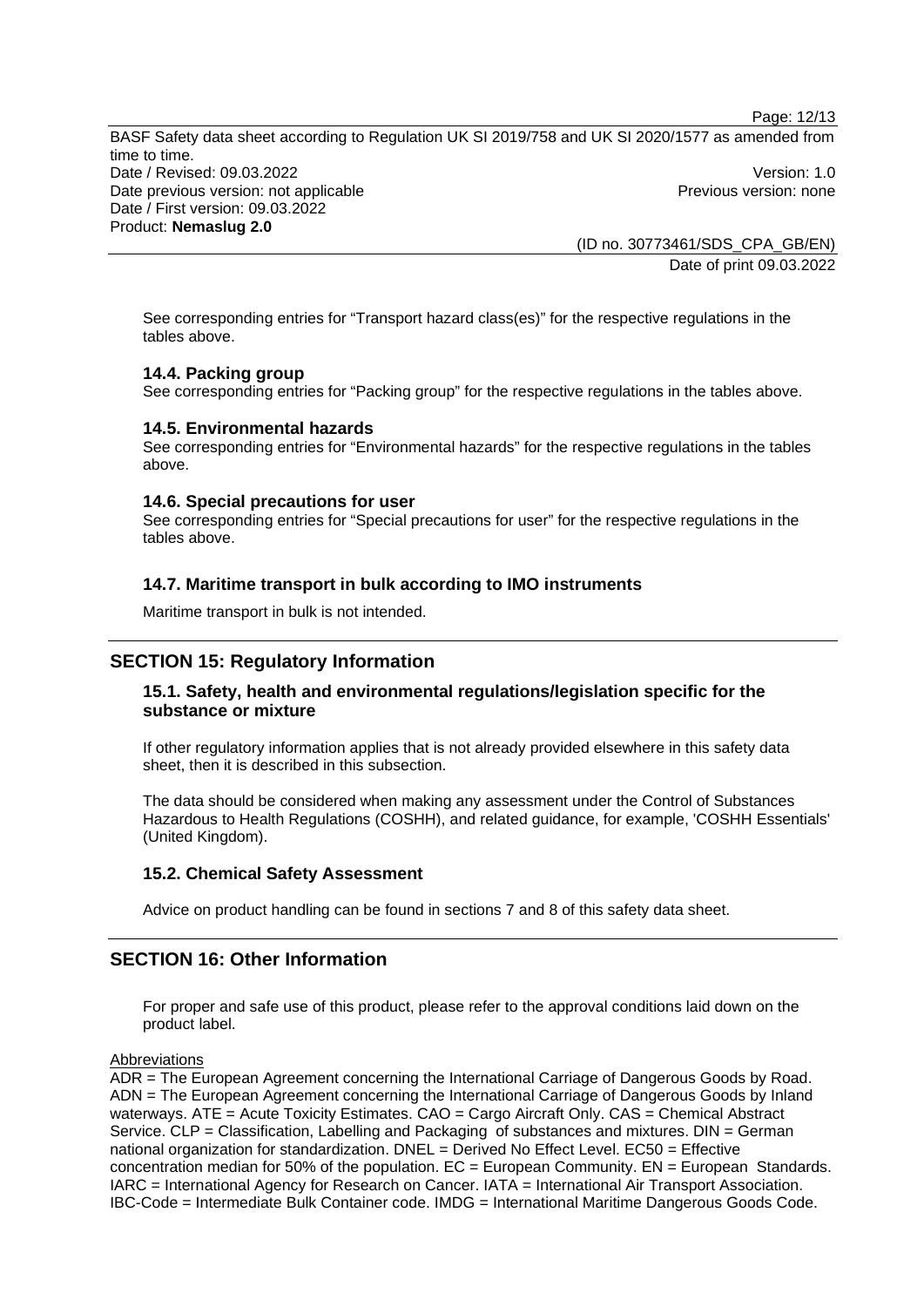See corresponding entries for "Transport hazard class(es)" for the respective regulations in the tables above.

### 14.4. Packing group

See corresponding entries for "Packing group" for the respective regulations in the tables above.

### 14.5. Environmental hazards

See corresponding entries for "Environmental hazards" for the respective regulations in the tables above.

### 14.6. Special precautions for user

See corresponding entries for "Special precautions for user" for the respective regulations in the tables above.

### 14.7. Maritime transport in bulk according to IMO instruments

Maritime transport in bulk is not intended.

## SECTION 15: Regulatory Information

### 15.1. Safety, health and environmental regulations/legislation specific for the substance or mixture

If other regulatory information applies that is not already provided elsewhere in this safety data sheet, then it is described in this subsection.

The data should be considered when making any assessment under the Control of Substances Hazardous to Health Regulations (COSHH), and related guidance, for example, 'COSHH Essentials' (United Kingdom).

### 15.2. Chemical Safety Assessment

Advice on product handling can be found in sections 7 and 8 of this safety data sheet.

## SECTION 16: Other Information

For proper and safe use of this product, please refer to the approval conditions laid down on the product label.

Abbreviations

ADR = The European Agreement concerning the International Carriage of Dangerous Goods by Road. ADN = The European Agreement concerning the International Carriage of Dangerous Goods by Inland waterways. ATE = Acute Toxicity Estimates. CAO = Cargo Aircraft Only. CAS = Chemical Abstract Service. CLP = Classification, Labelling and Packaging of substances and mixtures. DIN = German national organization for standardization. DNEL = Derived No Effect Level. EC50 = Effective concentration median for 50% of the population. EC = European Community. EN = European Standards. IARC = International Agency for Research on Cancer. IATA = International Air Transport Association. IBC-Code = Intermediate Bulk Container code. IMDG = International Maritime Dangerous Goods Code.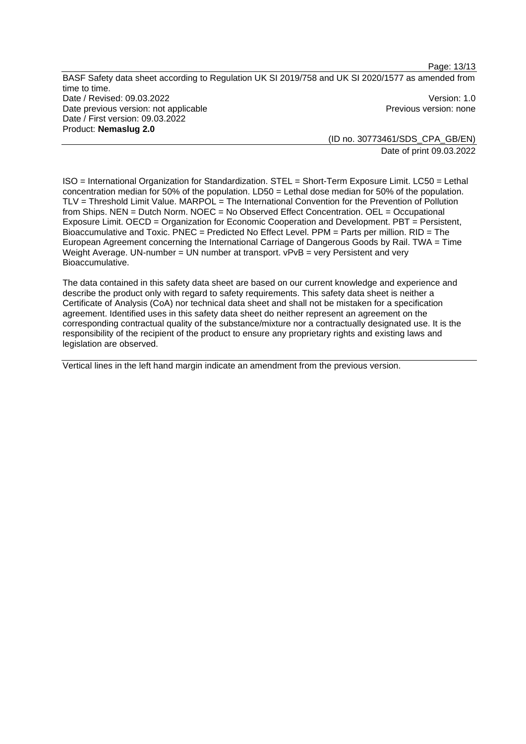ISO = International Organization for Standardization. STEL = Short-Term Exposure Limit. LC50 = Lethal concentration median for 50% of the population. LD50 = Lethal dose median for 50% of the population. TLV = Threshold Limit Value. MARPOL = The International Convention for the Prevention of Pollution from Ships. NEN = Dutch Norm. NOEC = No Observed Effect Concentration. OEL = Occupational Exposure Limit. OECD = Organization for Economic Cooperation and Development. PBT = Persistent, Bioaccumulative and Toxic. PNEC = Predicted No Effect Level. PPM = Parts per million. RID = The European Agreement concerning the International Carriage of Dangerous Goods by Rail. TWA = Time Weight Average. UN-number = UN number at transport. vPvB = very Persistent and very Bioaccumulative.

The data contained in this safety data sheet are based on our current knowledge and experience and describe the product only with regard to safety requirements. This safety data sheet is neither a Certificate of Analysis (CoA) nor technical data sheet and shall not be mistaken for a specification agreement. Identified uses in this safety data sheet do neither represent an agreement on the corresponding contractual quality of the substance/mixture nor a contractually designated use. It is the responsibility of the recipient of the product to ensure any proprietary rights and existing laws and legislation are observed.

---

Vertical lines in the left hand margin indicate an amendment from the previous version.